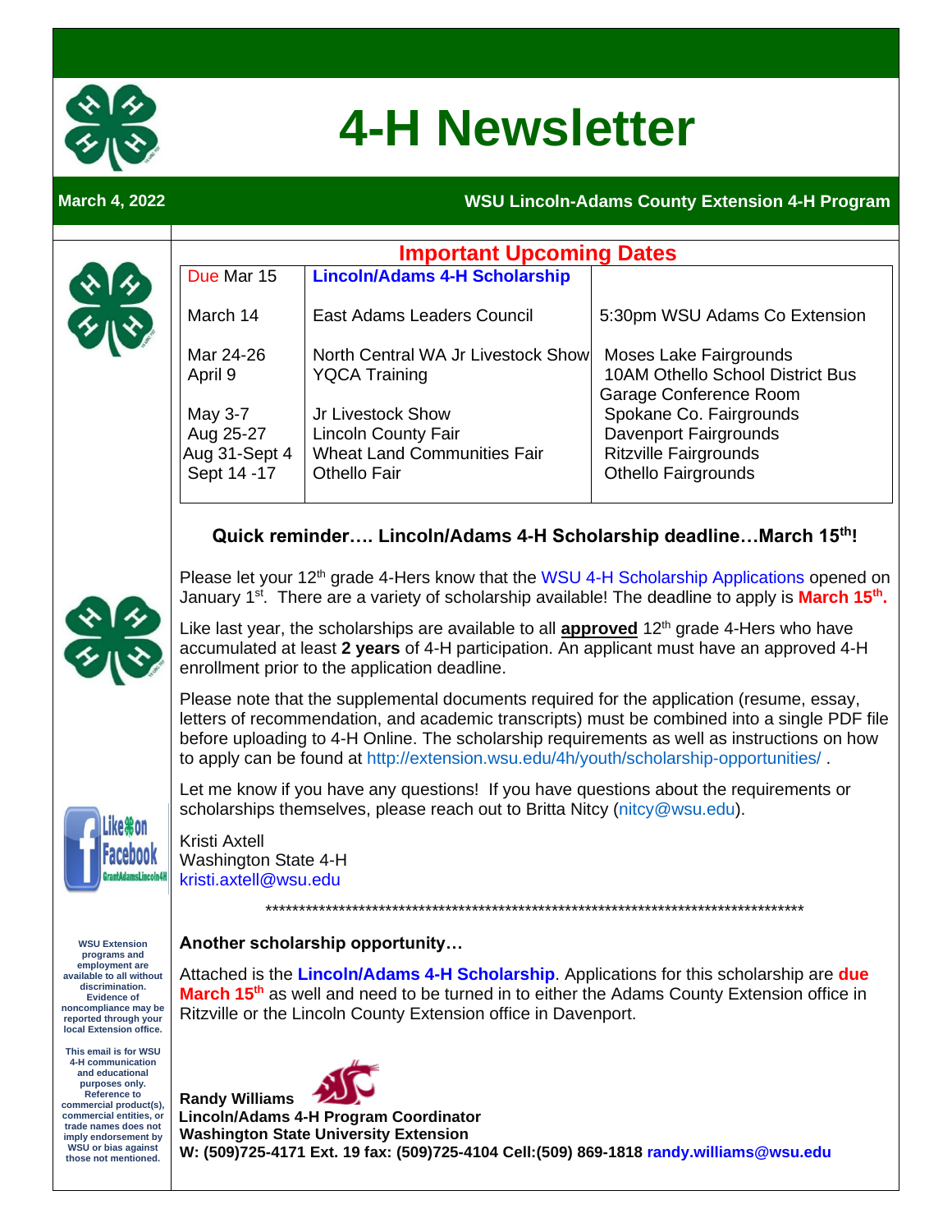# 4-H Newsletter

**March 4, 2022** — **WSU Lincoln-Adams County Extension 4-H Program**

## Important Upcoming Dates

| Date | Event | Location |
|---|---|---|
| Due Mar 15 | **Lincoln/Adams 4-H Scholarship** | |
| March 14 | East Adams Leaders Council | 5:30pm WSU Adams Co Extension |
| Mar 24-26 | North Central WA Jr Livestock Show | Moses Lake Fairgrounds |
| April 9 | YQCA Training | 10AM Othello School District Bus Garage Conference Room |
| May 3-7 | Jr Livestock Show | Spokane Co. Fairgrounds |
| Aug 25-27 | Lincoln County Fair | Davenport Fairgrounds |
| Aug 31-Sept 4 | Wheat Land Communities Fair | Ritzville Fairgrounds |
| Sept 14 -17 | Othello Fair | Othello Fairgrounds |

### Quick reminder…. Lincoln/Adams 4-H Scholarship deadline…March 15th!

Please let your 12th grade 4-Hers know that the WSU 4-H Scholarship Applications opened on January 1st. There are a variety of scholarship available! The deadline to apply is **March 15th.**

Like last year, the scholarships are available to all **approved** 12th grade 4-Hers who have accumulated at least **2 years** of 4-H participation. An applicant must have an approved 4-H enrollment prior to the application deadline.

Please note that the supplemental documents required for the application (resume, essay, letters of recommendation, and academic transcripts) must be combined into a single PDF file before uploading to 4-H Online. The scholarship requirements as well as instructions on how to apply can be found at http://extension.wsu.edu/4h/youth/scholarship-opportunities/ .

Let me know if you have any questions! If you have questions about the requirements or scholarships themselves, please reach out to Britta Nitcy (nitcy@wsu.edu).

Kristi Axtell
Washington State 4-H
kristi.axtell@wsu.edu

*************************************************************************************

### Another scholarship opportunity…

Attached is the **Lincoln/Adams 4-H Scholarship**. Applications for this scholarship are **due March 15th** as well and need to be turned in to either the Adams County Extension office in Ritzville or the Lincoln County Extension office in Davenport.

**Randy Williams**
**Lincoln/Adams 4-H Program Coordinator**
**Washington State University Extension**
**W: (509)725-4171 Ext. 19 fax: (509)725-4104 Cell:(509) 869-1818 randy.williams@wsu.edu**

Like on Facebook GrantAdamsLincoln4H

**WSU Extension programs and employment are available to all without discrimination. Evidence of noncompliance may be reported through your local Extension office.**

**This email is for WSU 4-H communication and educational purposes only. Reference to commercial product(s), commercial entities, or trade names does not imply endorsement by WSU or bias against those not mentioned.**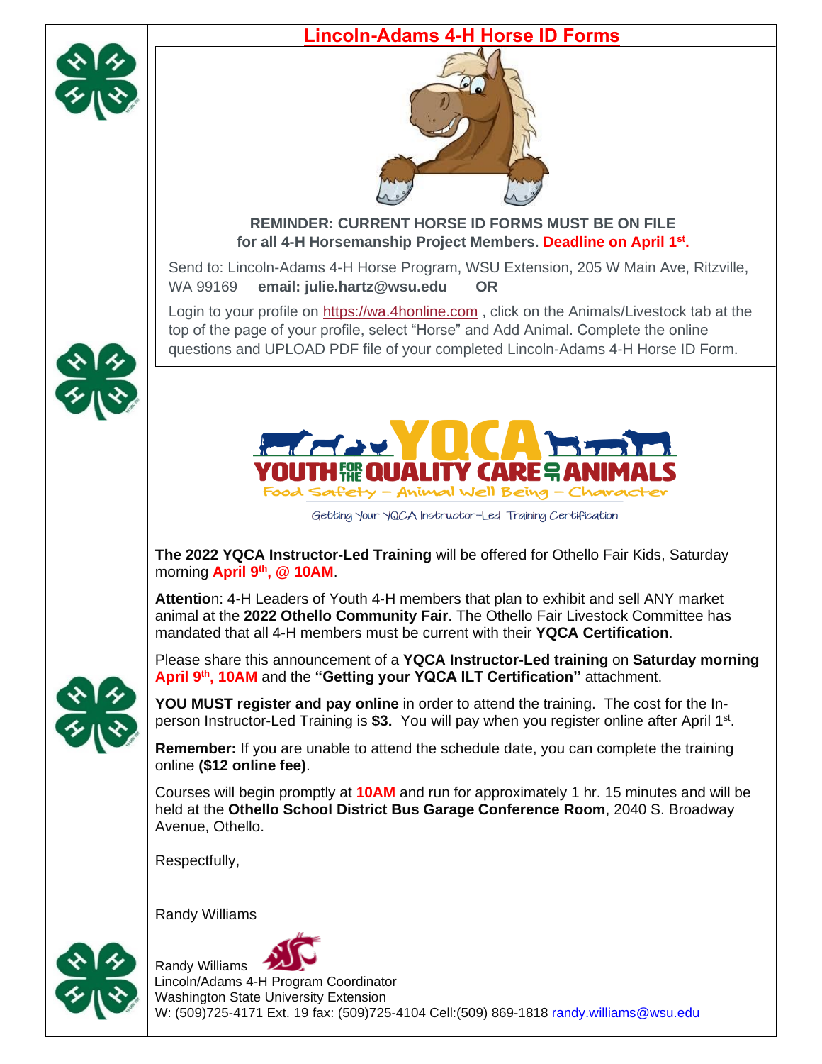# Lincoln-Adams 4-H Horse ID Forms

**REMINDER: CURRENT HORSE ID FORMS MUST BE ON FILE for all 4-H Horsemanship Project Members. Deadline on April 1st.**

Send to: Lincoln-Adams 4-H Horse Program, WSU Extension, 205 W Main Ave, Ritzville, WA 99169 **email: julie.hartz@wsu.edu** **OR**

Login to your profile on https://wa.4honline.com , click on the Animals/Livestock tab at the top of the page of your profile, select "Horse" and Add Animal. Complete the online questions and UPLOAD PDF file of your completed Lincoln-Adams 4-H Horse ID Form.

**YQCA**
**YOUTH FOR THE QUALITY CARE OF ANIMALS**
Food Safety – Animal Well Being – Character

Getting Your YQCA Instructor-Led Training Certification

**The 2022 YQCA Instructor-Led Training** will be offered for Othello Fair Kids, Saturday morning **April 9th, @ 10AM**.

**Attentio**n: 4-H Leaders of Youth 4-H members that plan to exhibit and sell ANY market animal at the **2022 Othello Community Fair**. The Othello Fair Livestock Committee has mandated that all 4-H members must be current with their **YQCA Certification**.

Please share this announcement of a **YQCA Instructor-Led training** on **Saturday morning April 9th, 10AM** and the **"Getting your YQCA ILT Certification"** attachment.

**YOU MUST register and pay online** in order to attend the training. The cost for the In-person Instructor-Led Training is **$3.** You will pay when you register online after April 1st.

**Remember:** If you are unable to attend the schedule date, you can complete the training online **($12 online fee)**.

Courses will begin promptly at **10AM** and run for approximately 1 hr. 15 minutes and will be held at the **Othello School District Bus Garage Conference Room**, 2040 S. Broadway Avenue, Othello.

Respectfully,

Randy Williams

Randy Williams
Lincoln/Adams 4-H Program Coordinator
Washington State University Extension
W: (509)725-4171 Ext. 19 fax: (509)725-4104 Cell:(509) 869-1818 randy.williams@wsu.edu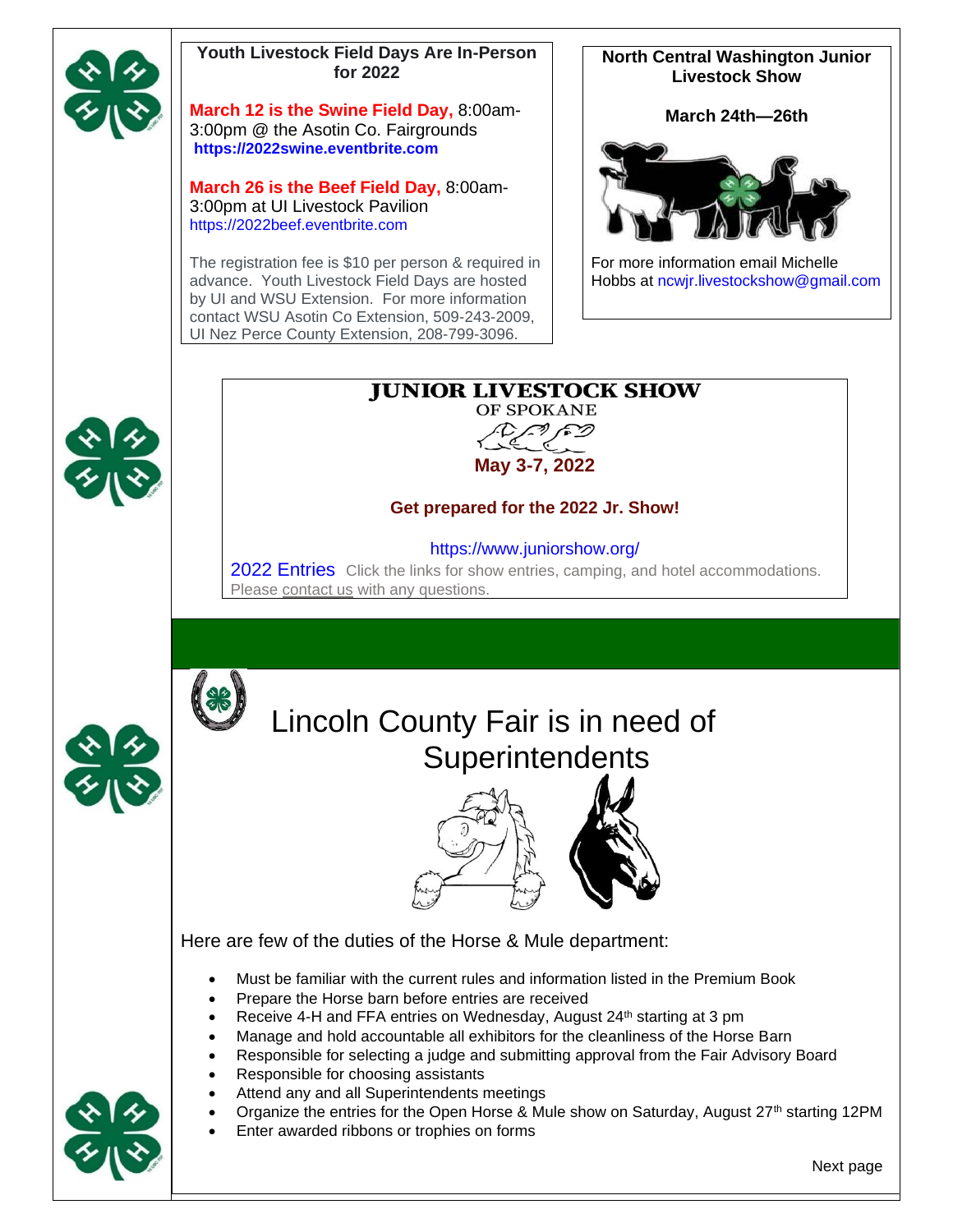## Youth Livestock Field Days Are In-Person for 2022

**March 12 is the Swine Field Day,** 8:00am-3:00pm @ the Asotin Co. Fairgrounds
**https://2022swine.eventbrite.com**

**March 26 is the Beef Field Day,** 8:00am-3:00pm at UI Livestock Pavilion
https://2022beef.eventbrite.com

The registration fee is $10 per person & required in advance. Youth Livestock Field Days are hosted by UI and WSU Extension. For more information contact WSU Asotin Co Extension, 509-243-2009, UI Nez Perce County Extension, 208-799-3096.

## North Central Washington Junior Livestock Show

**March 24th—26th**

For more information email Michelle Hobbs at ncwjr.livestockshow@gmail.com

## JUNIOR LIVESTOCK SHOW OF SPOKANE

**May 3-7, 2022**

**Get prepared for the 2022 Jr. Show!**

https://www.juniorshow.org/

2022 Entries Click the links for show entries, camping, and hotel accommodations. Please contact us with any questions.

# Lincoln County Fair is in need of Superintendents

Here are few of the duties of the Horse & Mule department:

- Must be familiar with the current rules and information listed in the Premium Book
- Prepare the Horse barn before entries are received
- Receive 4-H and FFA entries on Wednesday, August 24th starting at 3 pm
- Manage and hold accountable all exhibitors for the cleanliness of the Horse Barn
- Responsible for selecting a judge and submitting approval from the Fair Advisory Board
- Responsible for choosing assistants
- Attend any and all Superintendents meetings
- Organize the entries for the Open Horse & Mule show on Saturday, August 27th starting 12PM
- Enter awarded ribbons or trophies on forms

Next page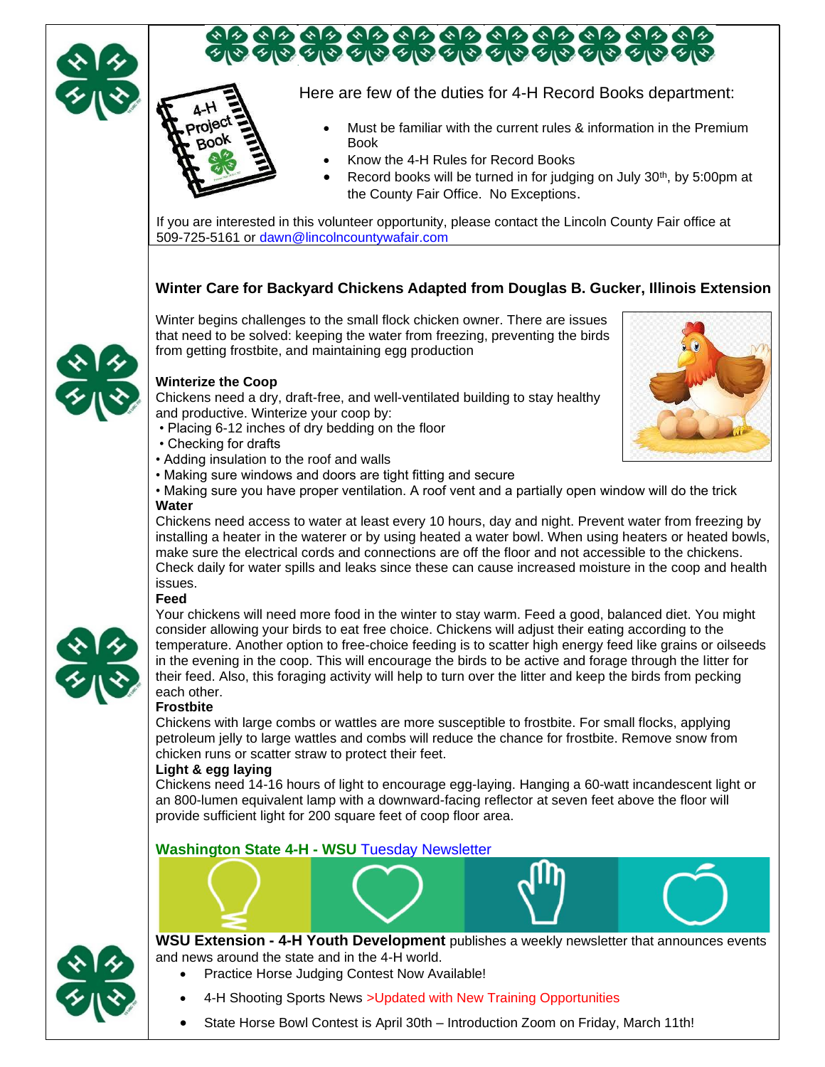Here are few of the duties for 4-H Record Books department:

- Must be familiar with the current rules & information in the Premium Book
- Know the 4-H Rules for Record Books
- Record books will be turned in for judging on July 30th, by 5:00pm at the County Fair Office. No Exceptions.

If you are interested in this volunteer opportunity, please contact the Lincoln County Fair office at 509-725-5161 or dawn@lincolncountywafair.com

## Winter Care for Backyard Chickens Adapted from Douglas B. Gucker, Illinois Extension

Winter begins challenges to the small flock chicken owner. There are issues that need to be solved: keeping the water from freezing, preventing the birds from getting frostbite, and maintaining egg production

**Winterize the Coop**

Chickens need a dry, draft-free, and well-ventilated building to stay healthy and productive. Winterize your coop by:

- Placing 6-12 inches of dry bedding on the floor
- Checking for drafts
- Adding insulation to the roof and walls
- Making sure windows and doors are tight fitting and secure
- Making sure you have proper ventilation. A roof vent and a partially open window will do the trick

**Water**

Chickens need access to water at least every 10 hours, day and night. Prevent water from freezing by installing a heater in the waterer or by using heated a water bowl. When using heaters or heated bowls, make sure the electrical cords and connections are off the floor and not accessible to the chickens. Check daily for water spills and leaks since these can cause increased moisture in the coop and health issues.

**Feed**

Your chickens will need more food in the winter to stay warm. Feed a good, balanced diet. You might consider allowing your birds to eat free choice. Chickens will adjust their eating according to the temperature. Another option to free-choice feeding is to scatter high energy feed like grains or oilseeds in the evening in the coop. This will encourage the birds to be active and forage through the litter for their feed. Also, this foraging activity will help to turn over the litter and keep the birds from pecking each other.

**Frostbite**

Chickens with large combs or wattles are more susceptible to frostbite. For small flocks, applying petroleum jelly to large wattles and combs will reduce the chance for frostbite. Remove snow from chicken runs or scatter straw to protect their feet.

**Light & egg laying**

Chickens need 14-16 hours of light to encourage egg-laying. Hanging a 60-watt incandescent light or an 800-lumen equivalent lamp with a downward-facing reflector at seven feet above the floor will provide sufficient light for 200 square feet of coop floor area.

## Washington State 4-H - WSU Tuesday Newsletter

**WSU Extension - 4-H Youth Development** publishes a weekly newsletter that announces events and news around the state and in the 4-H world.

- Practice Horse Judging Contest Now Available!
- 4-H Shooting Sports News >Updated with New Training Opportunities
- State Horse Bowl Contest is April 30th – Introduction Zoom on Friday, March 11th!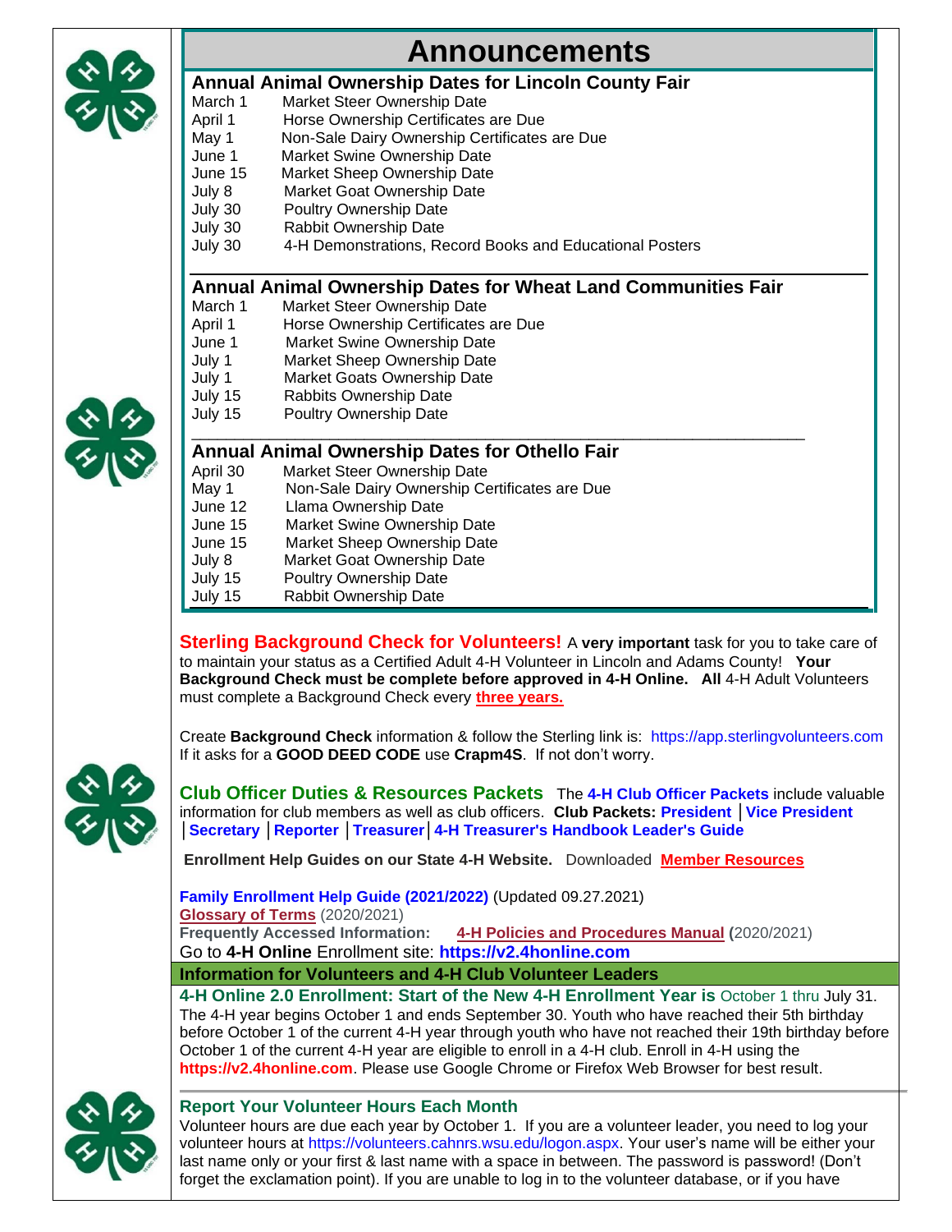# Announcements

## Annual Animal Ownership Dates for Lincoln County Fair

| | |
|---|---|
| March 1 | Market Steer Ownership Date |
| April 1 | Horse Ownership Certificates are Due |
| May 1 | Non-Sale Dairy Ownership Certificates are Due |
| June 1 | Market Swine Ownership Date |
| June 15 | Market Sheep Ownership Date |
| July 8 | Market Goat Ownership Date |
| July 30 | Poultry Ownership Date |
| July 30 | Rabbit Ownership Date |
| July 30 | 4-H Demonstrations, Record Books and Educational Posters |

## Annual Animal Ownership Dates for Wheat Land Communities Fair

| | |
|---|---|
| March 1 | Market Steer Ownership Date |
| April 1 | Horse Ownership Certificates are Due |
| June 1 | Market Swine Ownership Date |
| July 1 | Market Sheep Ownership Date |
| July 1 | Market Goats Ownership Date |
| July 15 | Rabbits Ownership Date |
| July 15 | Poultry Ownership Date |

## Annual Animal Ownership Dates for Othello Fair

| | |
|---|---|
| April 30 | Market Steer Ownership Date |
| May 1 | Non-Sale Dairy Ownership Certificates are Due |
| June 12 | Llama Ownership Date |
| June 15 | Market Swine Ownership Date |
| June 15 | Market Sheep Ownership Date |
| July 8 | Market Goat Ownership Date |
| July 15 | Poultry Ownership Date |
| July 15 | Rabbit Ownership Date |

**Sterling Background Check for Volunteers!** A **very important** task for you to take care of to maintain your status as a Certified Adult 4-H Volunteer in Lincoln and Adams County! **Your Background Check must be complete before approved in 4-H Online.** **All** 4-H Adult Volunteers must complete a Background Check every **three years.**

Create **Background Check** information & follow the Sterling link is: https://app.sterlingvolunteers.com
If it asks for a **GOOD DEED CODE** use **Crapm4S**. If not don't worry.

**Club Officer Duties & Resources Packets** The **4-H Club Officer Packets** include valuable information for club members as well as club officers. **Club Packets: President** | **Vice President** | **Secretary** | **Reporter** | **Treasurer** | **4-H Treasurer's Handbook Leader's Guide**

**Enrollment Help Guides on our State 4-H Website.** Downloaded **Member Resources**

**Family Enrollment Help Guide (2021/2022)** (Updated 09.27.2021)
**Glossary of Terms** (2020/2021)
**Frequently Accessed Information:** **4-H Policies and Procedures Manual** (2020/2021)
Go to **4-H Online** Enrollment site: **https://v2.4honline.com**

### Information for Volunteers and 4-H Club Volunteer Leaders

**4-H Online 2.0 Enrollment: Start of the New 4-H Enrollment Year is** October 1 thru July 31. The 4-H year begins October 1 and ends September 30. Youth who have reached their 5th birthday before October 1 of the current 4-H year through youth who have not reached their 19th birthday before October 1 of the current 4-H year are eligible to enroll in a 4-H club. Enroll in 4-H using the **https://v2.4honline.com**. Please use Google Chrome or Firefox Web Browser for best result.

**Report Your Volunteer Hours Each Month**
Volunteer hours are due each year by October 1. If you are a volunteer leader, you need to log your volunteer hours at https://volunteers.cahnrs.wsu.edu/logon.aspx. Your user's name will be either your last name only or your first & last name with a space in between. The password is password! (Don't forget the exclamation point). If you are unable to log in to the volunteer database, or if you have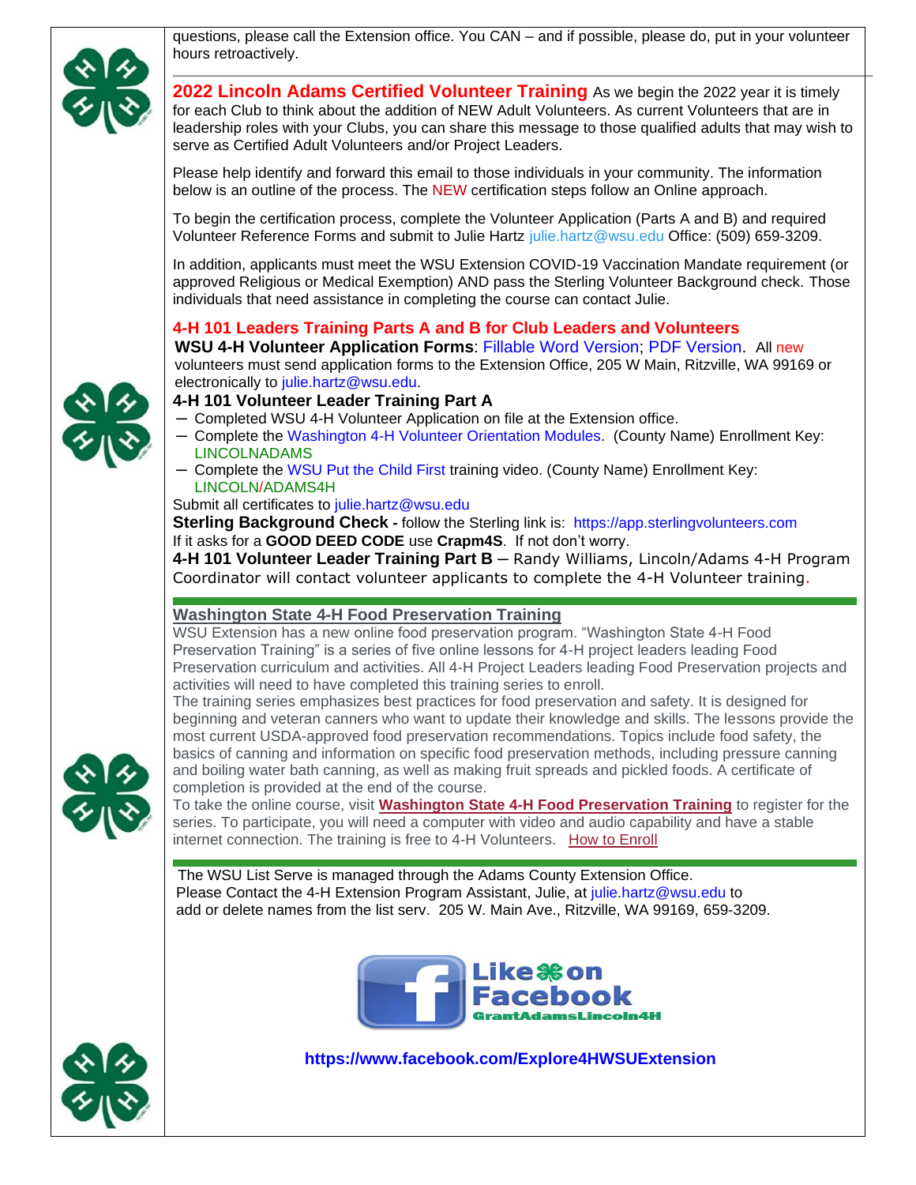questions, please call the Extension office. You CAN – and if possible, please do, put in your volunteer hours retroactively.

**2022 Lincoln Adams Certified Volunteer Training** As we begin the 2022 year it is timely for each Club to think about the addition of NEW Adult Volunteers. As current Volunteers that are in leadership roles with your Clubs, you can share this message to those qualified adults that may wish to serve as Certified Adult Volunteers and/or Project Leaders.

Please help identify and forward this email to those individuals in your community. The information below is an outline of the process. The NEW certification steps follow an Online approach.

To begin the certification process, complete the Volunteer Application (Parts A and B) and required Volunteer Reference Forms and submit to Julie Hartz julie.hartz@wsu.edu Office: (509) 659-3209.

In addition, applicants must meet the WSU Extension COVID-19 Vaccination Mandate requirement (or approved Religious or Medical Exemption) AND pass the Sterling Volunteer Background check. Those individuals that need assistance in completing the course can contact Julie.

## 4-H 101 Leaders Training Parts A and B for Club Leaders and Volunteers

**WSU 4-H Volunteer Application Forms**: Fillable Word Version; PDF Version. All new volunteers must send application forms to the Extension Office, 205 W Main, Ritzville, WA 99169 or electronically to julie.hartz@wsu.edu.

**4-H 101 Volunteer Leader Training Part A**

- Completed WSU 4-H Volunteer Application on file at the Extension office.
- Complete the Washington 4-H Volunteer Orientation Modules. (County Name) Enrollment Key: LINCOLNADAMS
- Complete the WSU Put the Child First training video. (County Name) Enrollment Key: LINCOLN/ADAMS4H

Submit all certificates to julie.hartz@wsu.edu

**Sterling Background Check -** follow the Sterling link is: https://app.sterlingvolunteers.com

If it asks for a **GOOD DEED CODE** use **Crapm4S**. If not don't worry.

**4-H 101 Volunteer Leader Training Part B** – Randy Williams, Lincoln/Adams 4-H Program Coordinator will contact volunteer applicants to complete the 4-H Volunteer training.

## Washington State 4-H Food Preservation Training

WSU Extension has a new online food preservation program. "Washington State 4-H Food Preservation Training" is a series of five online lessons for 4-H project leaders leading Food Preservation curriculum and activities. All 4-H Project Leaders leading Food Preservation projects and activities will need to have completed this training series to enroll.

The training series emphasizes best practices for food preservation and safety. It is designed for beginning and veteran canners who want to update their knowledge and skills. The lessons provide the most current USDA-approved food preservation recommendations. Topics include food safety, the basics of canning and information on specific food preservation methods, including pressure canning and boiling water bath canning, as well as making fruit spreads and pickled foods. A certificate of completion is provided at the end of the course.

To take the online course, visit **Washington State 4-H Food Preservation Training** to register for the series. To participate, you will need a computer with video and audio capability and have a stable internet connection. The training is free to 4-H Volunteers. How to Enroll

The WSU List Serve is managed through the Adams County Extension Office. Please Contact the 4-H Extension Program Assistant, Julie, at julie.hartz@wsu.edu to add or delete names from the list serv. 205 W. Main Ave., Ritzville, WA 99169, 659-3209.

Like on Facebook
GrantAdamsLincoln4H

**https://www.facebook.com/Explore4HWSUExtension**